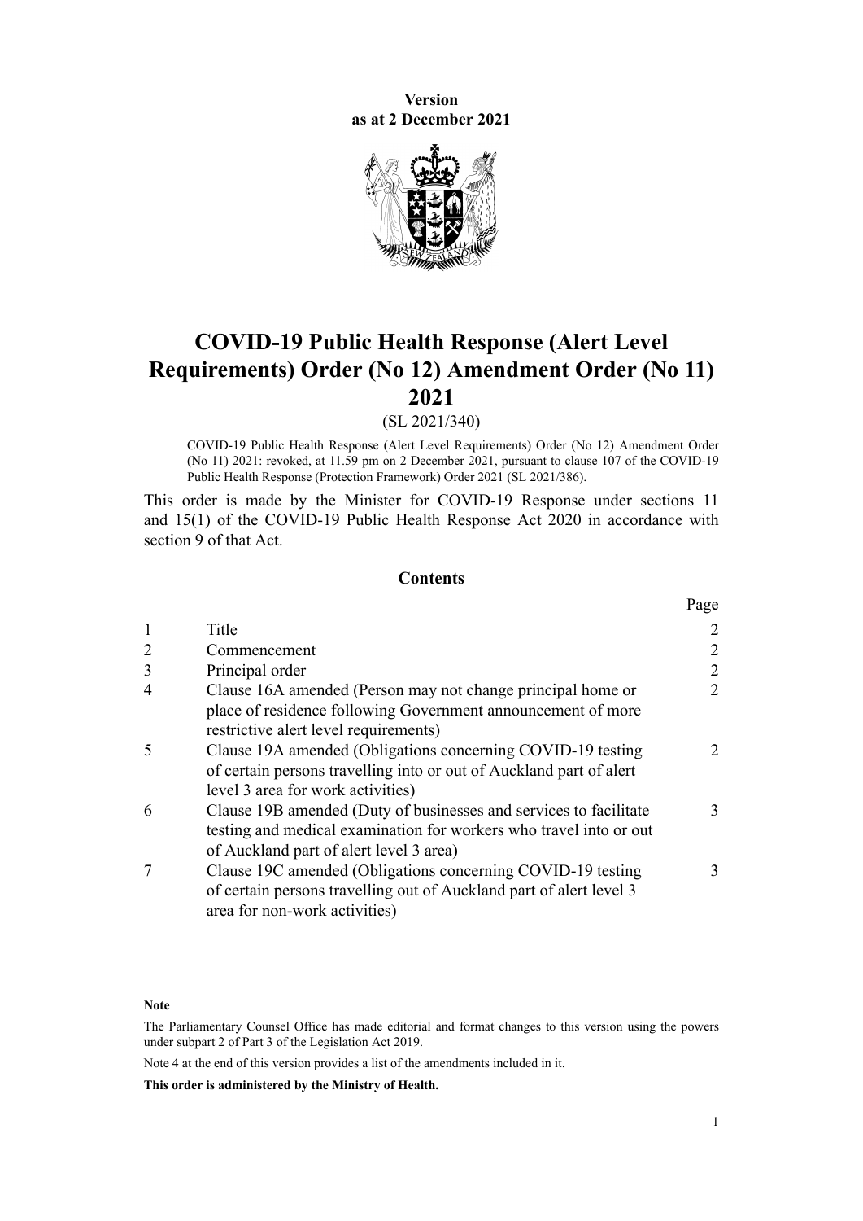**Version**
**as at 2 December 2021**

# COVID-19 Public Health Response (Alert Level Requirements) Order (No 12) Amendment Order (No 11) 2021

(SL 2021/340)

COVID-19 Public Health Response (Alert Level Requirements) Order (No 12) Amendment Order (No 11) 2021: revoked, at 11.59 pm on 2 December 2021, pursuant to clause 107 of the COVID-19 Public Health Response (Protection Framework) Order 2021 (SL 2021/386).

This order is made by the Minister for COVID-19 Response under sections 11 and 15(1) of the COVID-19 Public Health Response Act 2020 in accordance with section 9 of that Act.

## Contents

| | | Page |
|---|---|---|
| 1 | Title | 2 |
| 2 | Commencement | 2 |
| 3 | Principal order | 2 |
| 4 | Clause 16A amended (Person may not change principal home or place of residence following Government announcement of more restrictive alert level requirements) | 2 |
| 5 | Clause 19A amended (Obligations concerning COVID-19 testing of certain persons travelling into or out of Auckland part of alert level 3 area for work activities) | 2 |
| 6 | Clause 19B amended (Duty of businesses and services to facilitate testing and medical examination for workers who travel into or out of Auckland part of alert level 3 area) | 3 |
| 7 | Clause 19C amended (Obligations concerning COVID-19 testing of certain persons travelling out of Auckland part of alert level 3 area for non-work activities) | 3 |

**Note**

The Parliamentary Counsel Office has made editorial and format changes to this version using the powers under subpart 2 of Part 3 of the Legislation Act 2019.

Note 4 at the end of this version provides a list of the amendments included in it.

**This order is administered by the Ministry of Health.**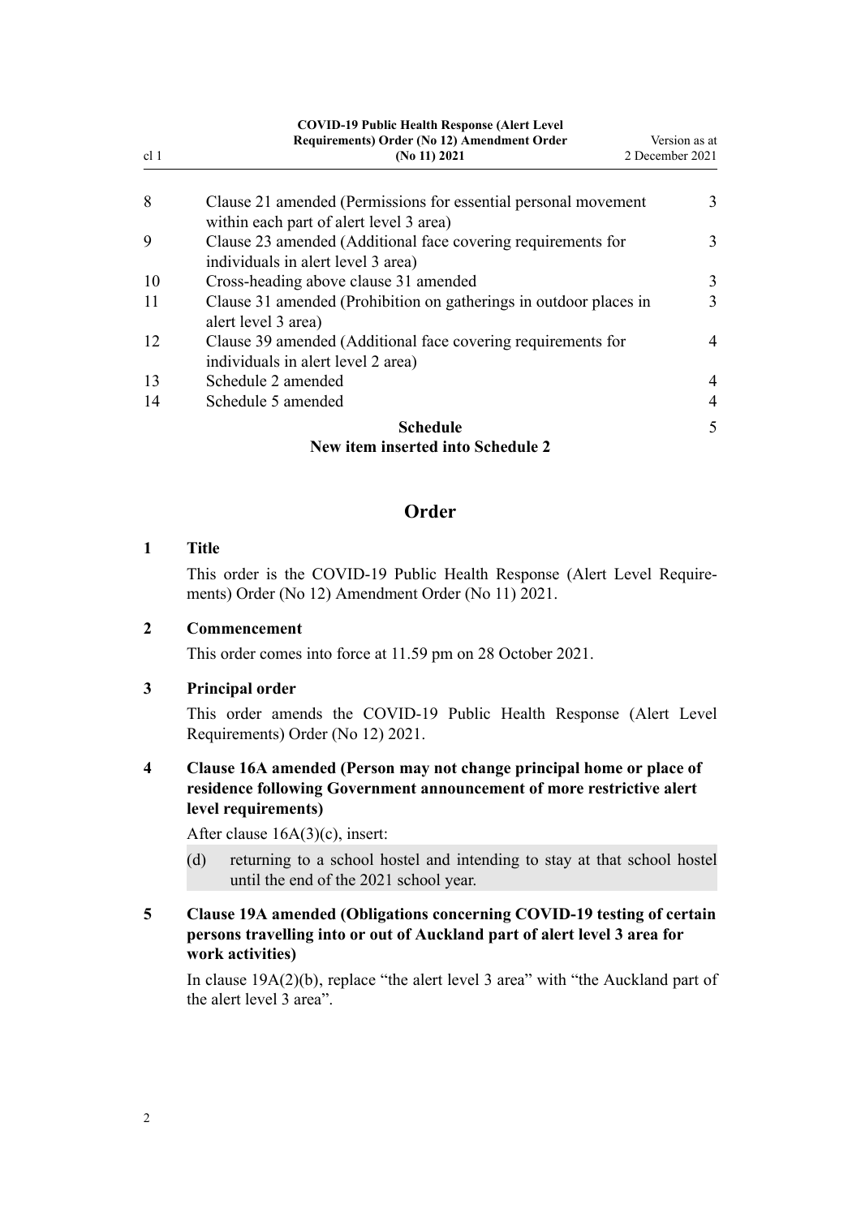| | | |
|---|---|---|
| 8 | Clause 21 amended (Permissions for essential personal movement within each part of alert level 3 area) | 3 |
| 9 | Clause 23 amended (Additional face covering requirements for individuals in alert level 3 area) | 3 |
| 10 | Cross-heading above clause 31 amended | 3 |
| 11 | Clause 31 amended (Prohibition on gatherings in outdoor places in alert level 3 area) | 3 |
| 12 | Clause 39 amended (Additional face covering requirements for individuals in alert level 2 area) | 4 |
| 13 | Schedule 2 amended | 4 |
| 14 | Schedule 5 amended | 4 |
| | **Schedule** **New item inserted into Schedule 2** | 5 |

## Order

### 1 Title

This order is the COVID-19 Public Health Response (Alert Level Requirements) Order (No 12) Amendment Order (No 11) 2021.

### 2 Commencement

This order comes into force at 11.59 pm on 28 October 2021.

### 3 Principal order

This order amends the COVID-19 Public Health Response (Alert Level Requirements) Order (No 12) 2021.

### 4 Clause 16A amended (Person may not change principal home or place of residence following Government announcement of more restrictive alert level requirements)

After clause 16A(3)(c), insert:

(d) returning to a school hostel and intending to stay at that school hostel until the end of the 2021 school year.

### 5 Clause 19A amended (Obligations concerning COVID-19 testing of certain persons travelling into or out of Auckland part of alert level 3 area for work activities)

In clause 19A(2)(b), replace "the alert level 3 area" with "the Auckland part of the alert level 3 area".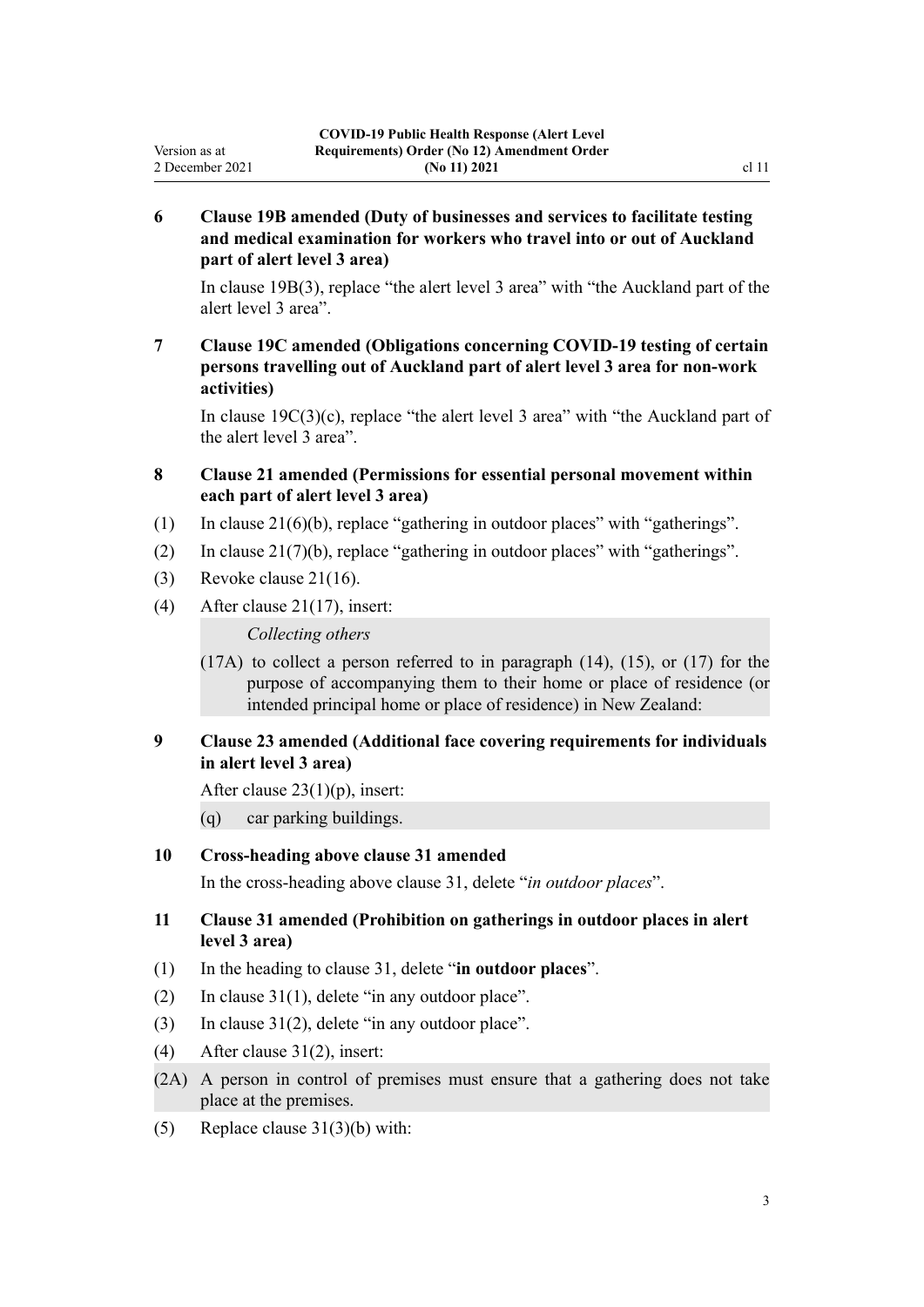## 6 Clause 19B amended (Duty of businesses and services to facilitate testing and medical examination for workers who travel into or out of Auckland part of alert level 3 area)

In clause 19B(3), replace "the alert level 3 area" with "the Auckland part of the alert level 3 area".

## 7 Clause 19C amended (Obligations concerning COVID-19 testing of certain persons travelling out of Auckland part of alert level 3 area for non-work activities)

In clause 19C(3)(c), replace "the alert level 3 area" with "the Auckland part of the alert level 3 area".

## 8 Clause 21 amended (Permissions for essential personal movement within each part of alert level 3 area)

(1) In clause 21(6)(b), replace "gathering in outdoor places" with "gatherings".

(2) In clause 21(7)(b), replace "gathering in outdoor places" with "gatherings".

(3) Revoke clause 21(16).

(4) After clause 21(17), insert:

> *Collecting others*
>
> (17A) to collect a person referred to in paragraph (14), (15), or (17) for the purpose of accompanying them to their home or place of residence (or intended principal home or place of residence) in New Zealand:

## 9 Clause 23 amended (Additional face covering requirements for individuals in alert level 3 area)

After clause 23(1)(p), insert:

> (q) car parking buildings.

## 10 Cross-heading above clause 31 amended

In the cross-heading above clause 31, delete "*in outdoor places*".

## 11 Clause 31 amended (Prohibition on gatherings in outdoor places in alert level 3 area)

(1) In the heading to clause 31, delete "**in outdoor places**".

(2) In clause 31(1), delete "in any outdoor place".

(3) In clause 31(2), delete "in any outdoor place".

(4) After clause 31(2), insert:

> (2A) A person in control of premises must ensure that a gathering does not take place at the premises.

(5) Replace clause 31(3)(b) with: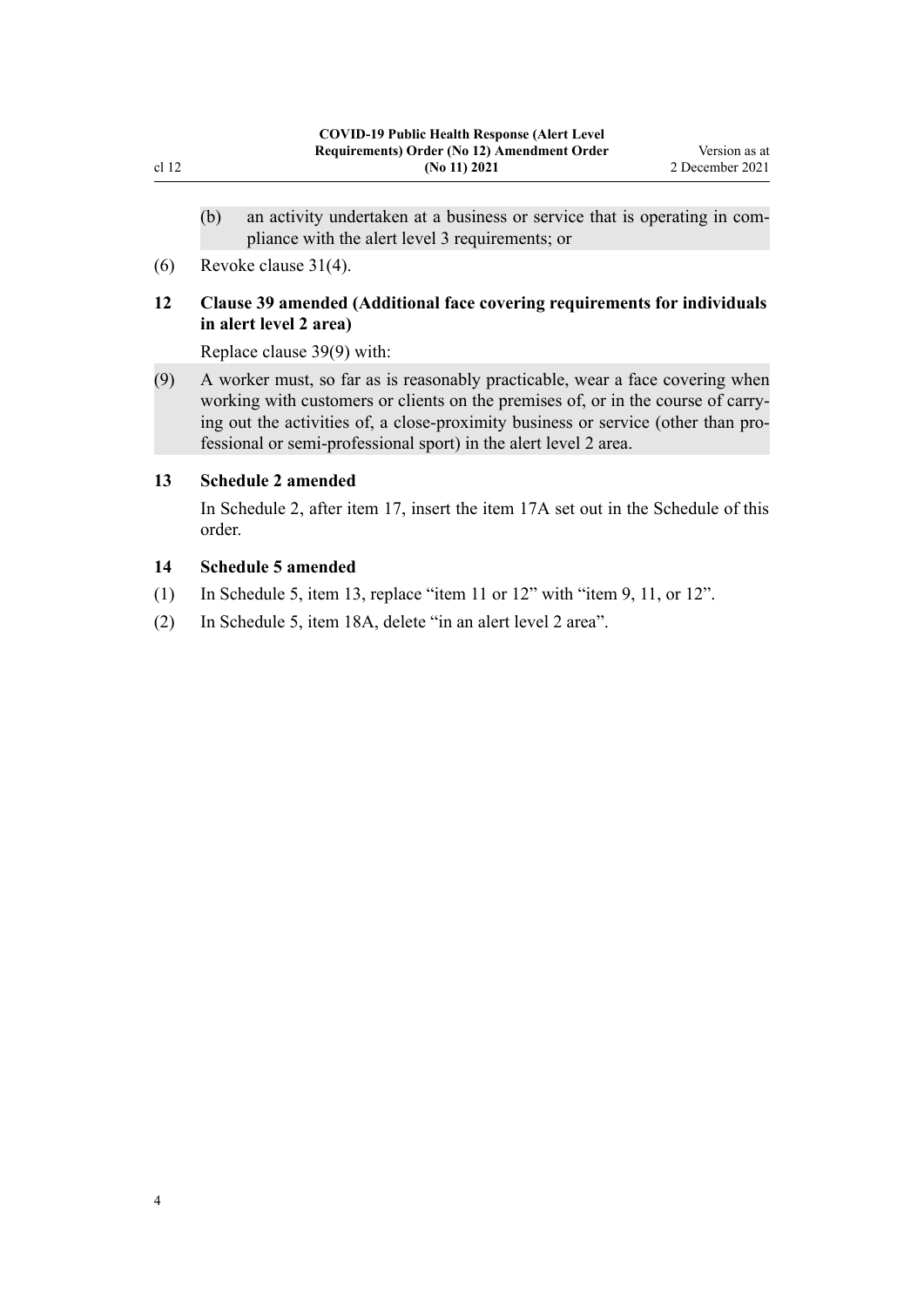(b) an activity undertaken at a business or service that is operating in compliance with the alert level 3 requirements; or

(6) Revoke clause 31(4).

### 12 Clause 39 amended (Additional face covering requirements for individuals in alert level 2 area)

Replace clause 39(9) with:

(9) A worker must, so far as is reasonably practicable, wear a face covering when working with customers or clients on the premises of, or in the course of carrying out the activities of, a close-proximity business or service (other than professional or semi-professional sport) in the alert level 2 area.

### 13 Schedule 2 amended

In Schedule 2, after item 17, insert the item 17A set out in the Schedule of this order.

### 14 Schedule 5 amended

(1) In Schedule 5, item 13, replace "item 11 or 12" with "item 9, 11, or 12".

(2) In Schedule 5, item 18A, delete "in an alert level 2 area".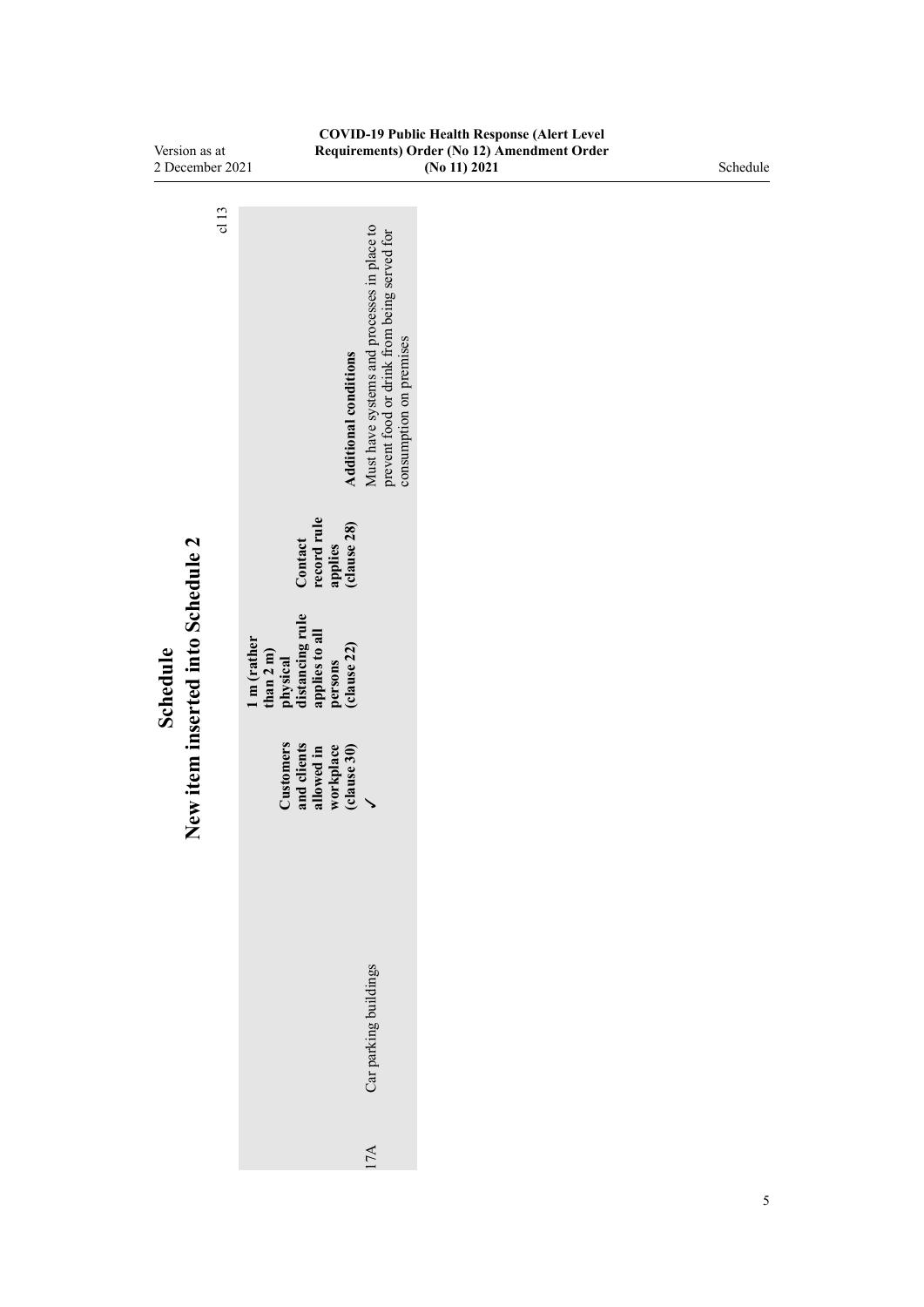# Schedule

## New item inserted into Schedule 2

cl 13

| | | Customers and clients allowed in workplace (clause 30) | 1 m (rather than 2 m) physical distancing rule applies to all persons (clause 22) | Contact record rule applies (clause 28) | Additional conditions |
|---|---|---|---|---|---|
| 17A | Car parking buildings | ✓ | | | Must have systems and processes in place to prevent food or drink from being served for consumption on premises |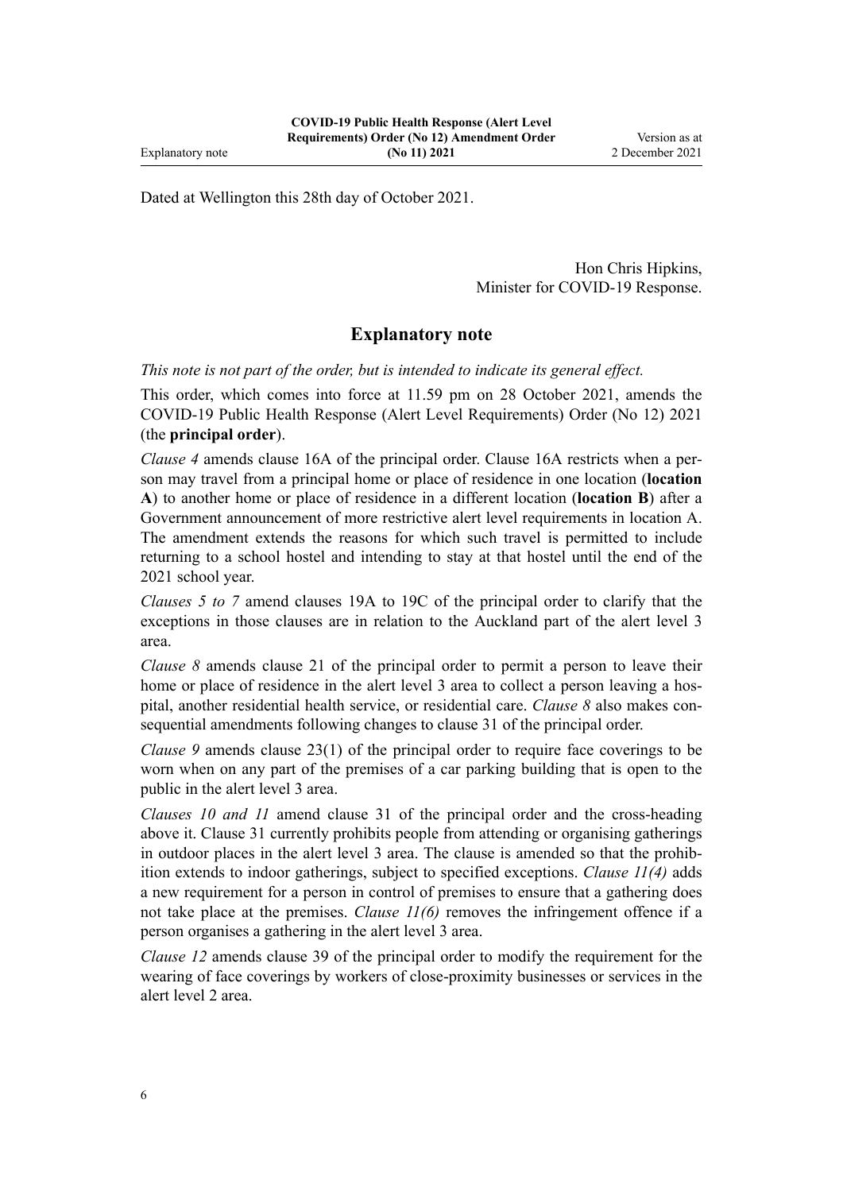Dated at Wellington this 28th day of October 2021.

Hon Chris Hipkins,
Minister for COVID-19 Response.

## Explanatory note

*This note is not part of the order, but is intended to indicate its general effect.*

This order, which comes into force at 11.59 pm on 28 October 2021, amends the COVID-19 Public Health Response (Alert Level Requirements) Order (No 12) 2021 (the **principal order**).

*Clause 4* amends clause 16A of the principal order. Clause 16A restricts when a person may travel from a principal home or place of residence in one location (**location A**) to another home or place of residence in a different location (**location B**) after a Government announcement of more restrictive alert level requirements in location A. The amendment extends the reasons for which such travel is permitted to include returning to a school hostel and intending to stay at that hostel until the end of the 2021 school year.

*Clauses 5 to 7* amend clauses 19A to 19C of the principal order to clarify that the exceptions in those clauses are in relation to the Auckland part of the alert level 3 area.

*Clause 8* amends clause 21 of the principal order to permit a person to leave their home or place of residence in the alert level 3 area to collect a person leaving a hospital, another residential health service, or residential care. *Clause 8* also makes consequential amendments following changes to clause 31 of the principal order.

*Clause 9* amends clause 23(1) of the principal order to require face coverings to be worn when on any part of the premises of a car parking building that is open to the public in the alert level 3 area.

*Clauses 10 and 11* amend clause 31 of the principal order and the cross-heading above it. Clause 31 currently prohibits people from attending or organising gatherings in outdoor places in the alert level 3 area. The clause is amended so that the prohibition extends to indoor gatherings, subject to specified exceptions. *Clause 11(4)* adds a new requirement for a person in control of premises to ensure that a gathering does not take place at the premises. *Clause 11(6)* removes the infringement offence if a person organises a gathering in the alert level 3 area.

*Clause 12* amends clause 39 of the principal order to modify the requirement for the wearing of face coverings by workers of close-proximity businesses or services in the alert level 2 area.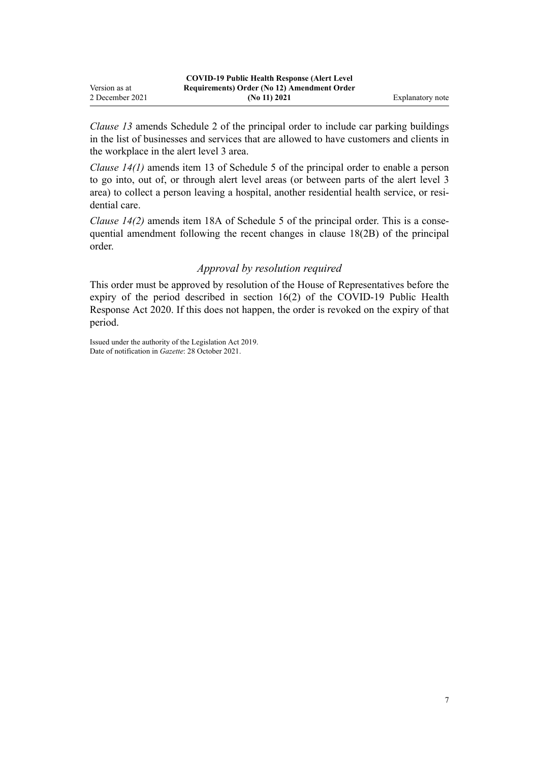*Clause 13* amends Schedule 2 of the principal order to include car parking buildings in the list of businesses and services that are allowed to have customers and clients in the workplace in the alert level 3 area.

*Clause 14(1)* amends item 13 of Schedule 5 of the principal order to enable a person to go into, out of, or through alert level areas (or between parts of the alert level 3 area) to collect a person leaving a hospital, another residential health service, or residential care.

*Clause 14(2)* amends item 18A of Schedule 5 of the principal order. This is a consequential amendment following the recent changes in clause 18(2B) of the principal order.

### *Approval by resolution required*

This order must be approved by resolution of the House of Representatives before the expiry of the period described in section 16(2) of the COVID-19 Public Health Response Act 2020. If this does not happen, the order is revoked on the expiry of that period.

Issued under the authority of the Legislation Act 2019.
Date of notification in *Gazette*: 28 October 2021.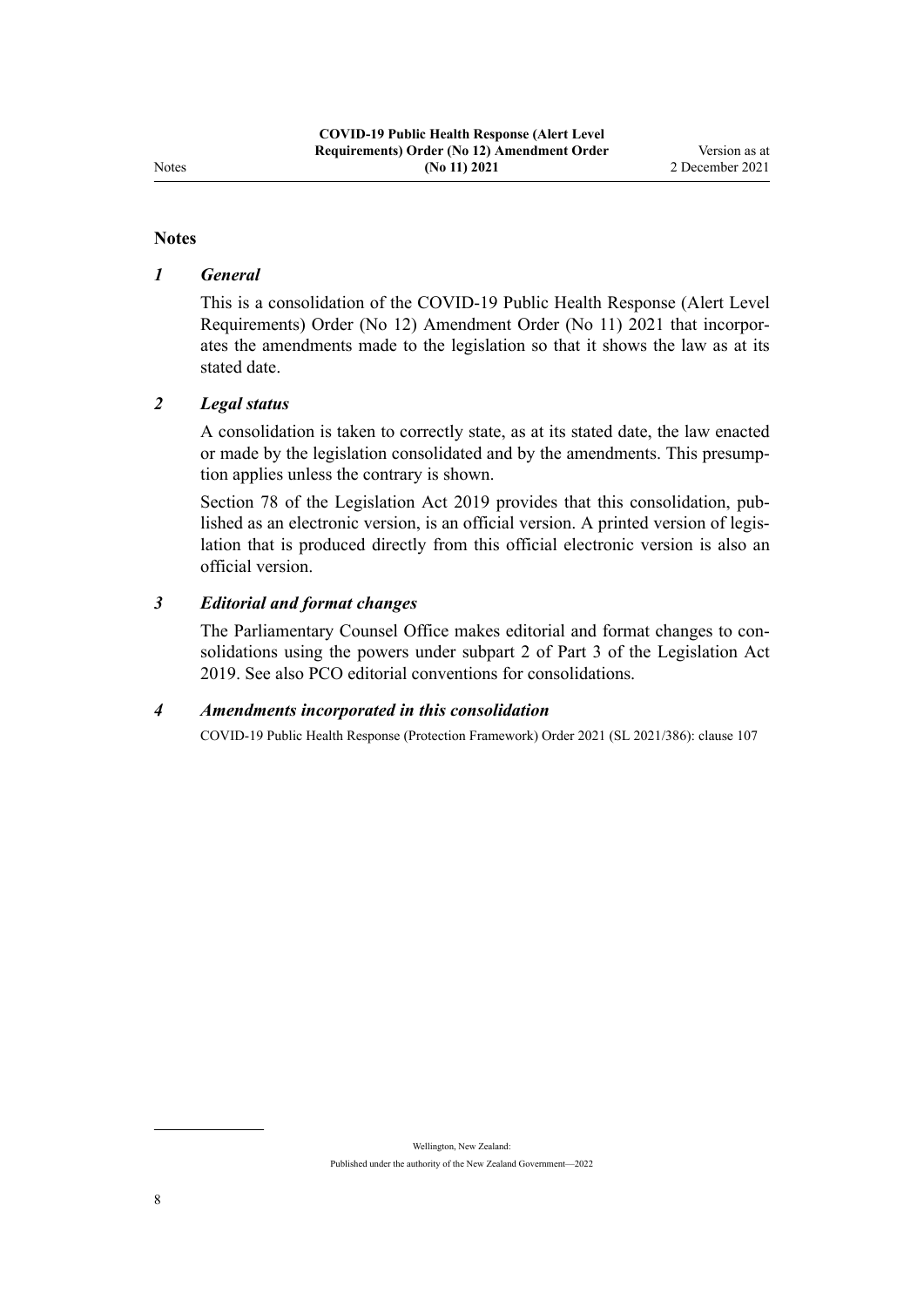## Notes

### *1 General*

This is a consolidation of the COVID-19 Public Health Response (Alert Level Requirements) Order (No 12) Amendment Order (No 11) 2021 that incorporates the amendments made to the legislation so that it shows the law as at its stated date.

### *2 Legal status*

A consolidation is taken to correctly state, as at its stated date, the law enacted or made by the legislation consolidated and by the amendments. This presumption applies unless the contrary is shown.

Section 78 of the Legislation Act 2019 provides that this consolidation, published as an electronic version, is an official version. A printed version of legislation that is produced directly from this official electronic version is also an official version.

### *3 Editorial and format changes*

The Parliamentary Counsel Office makes editorial and format changes to consolidations using the powers under subpart 2 of Part 3 of the Legislation Act 2019. See also PCO editorial conventions for consolidations.

### *4 Amendments incorporated in this consolidation*

COVID-19 Public Health Response (Protection Framework) Order 2021 (SL 2021/386): clause 107

Wellington, New Zealand:

Published under the authority of the New Zealand Government—2022